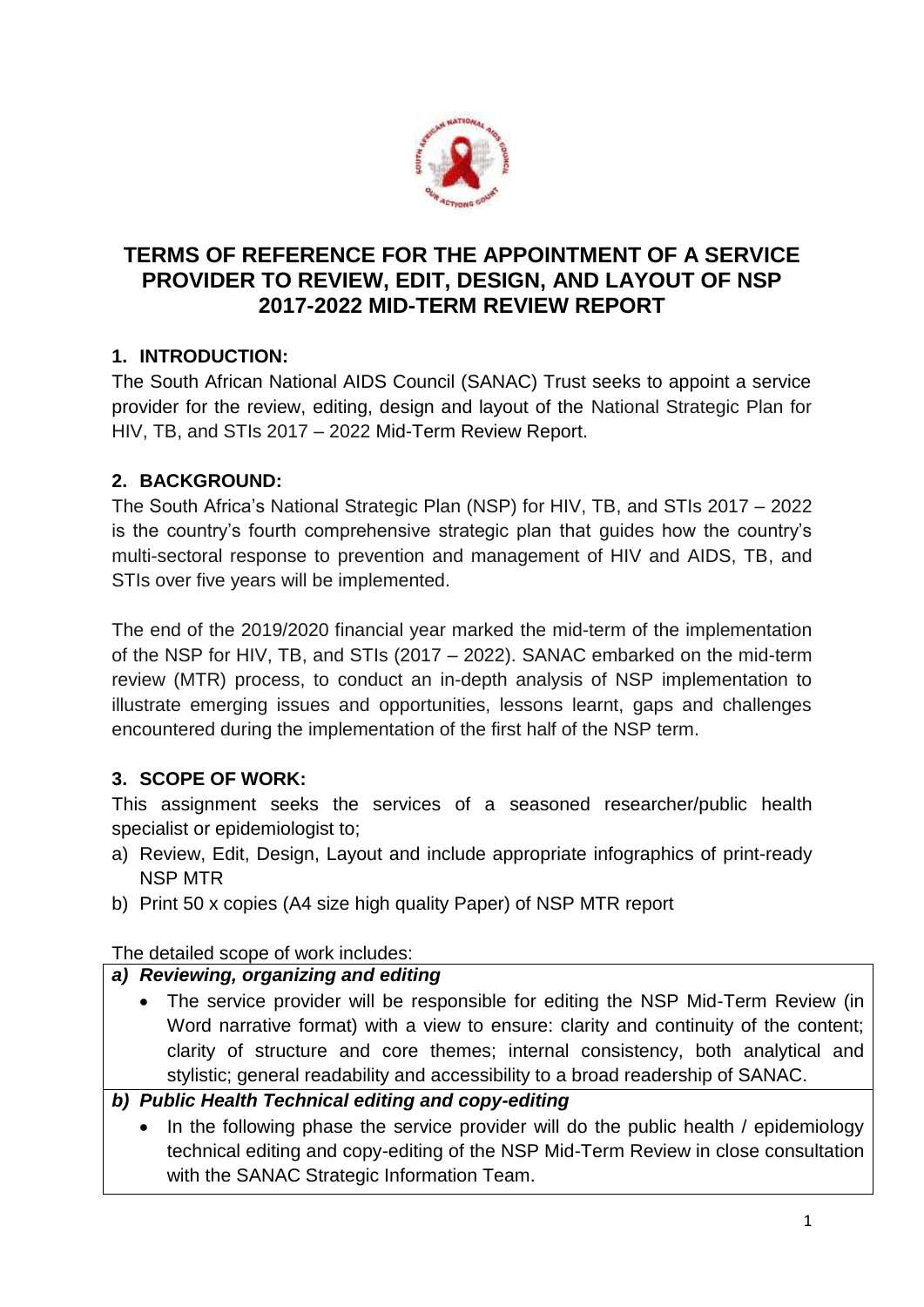# TERMS OF REFERENCE FOR THE APPOINTMENT OF A SERVICE PROVIDER TO REVIEW, EDIT, DESIGN, AND LAYOUT OF NSP 2017-2022 MID-TERM REVIEW REPORT

## 1. INTRODUCTION:

The South African National AIDS Council (SANAC) Trust seeks to appoint a service provider for the review, editing, design and layout of the National Strategic Plan for HIV, TB, and STIs 2017 – 2022 Mid-Term Review Report.

## 2. BACKGROUND:

The South Africa's National Strategic Plan (NSP) for HIV, TB, and STIs 2017 – 2022 is the country's fourth comprehensive strategic plan that guides how the country's multi-sectoral response to prevention and management of HIV and AIDS, TB, and STIs over five years will be implemented.

The end of the 2019/2020 financial year marked the mid-term of the implementation of the NSP for HIV, TB, and STIs (2017 – 2022). SANAC embarked on the mid-term review (MTR) process, to conduct an in-depth analysis of NSP implementation to illustrate emerging issues and opportunities, lessons learnt, gaps and challenges encountered during the implementation of the first half of the NSP term.

## 3. SCOPE OF WORK:

This assignment seeks the services of a seasoned researcher/public health specialist or epidemiologist to;

a) Review, Edit, Design, Layout and include appropriate infographics of print-ready NSP MTR
b) Print 50 x copies (A4 size high quality Paper) of NSP MTR report

The detailed scope of work includes:

| ***a) Reviewing, organizing and editing*** |
| --- |
| • The service provider will be responsible for editing the NSP Mid-Term Review (in Word narrative format) with a view to ensure: clarity and continuity of the content; clarity of structure and core themes; internal consistency, both analytical and stylistic; general readability and accessibility to a broad readership of SANAC. |
| ***b) Public Health Technical editing and copy-editing*** |
| • In the following phase the service provider will do the public health / epidemiology technical editing and copy-editing of the NSP Mid-Term Review in close consultation with the SANAC Strategic Information Team. |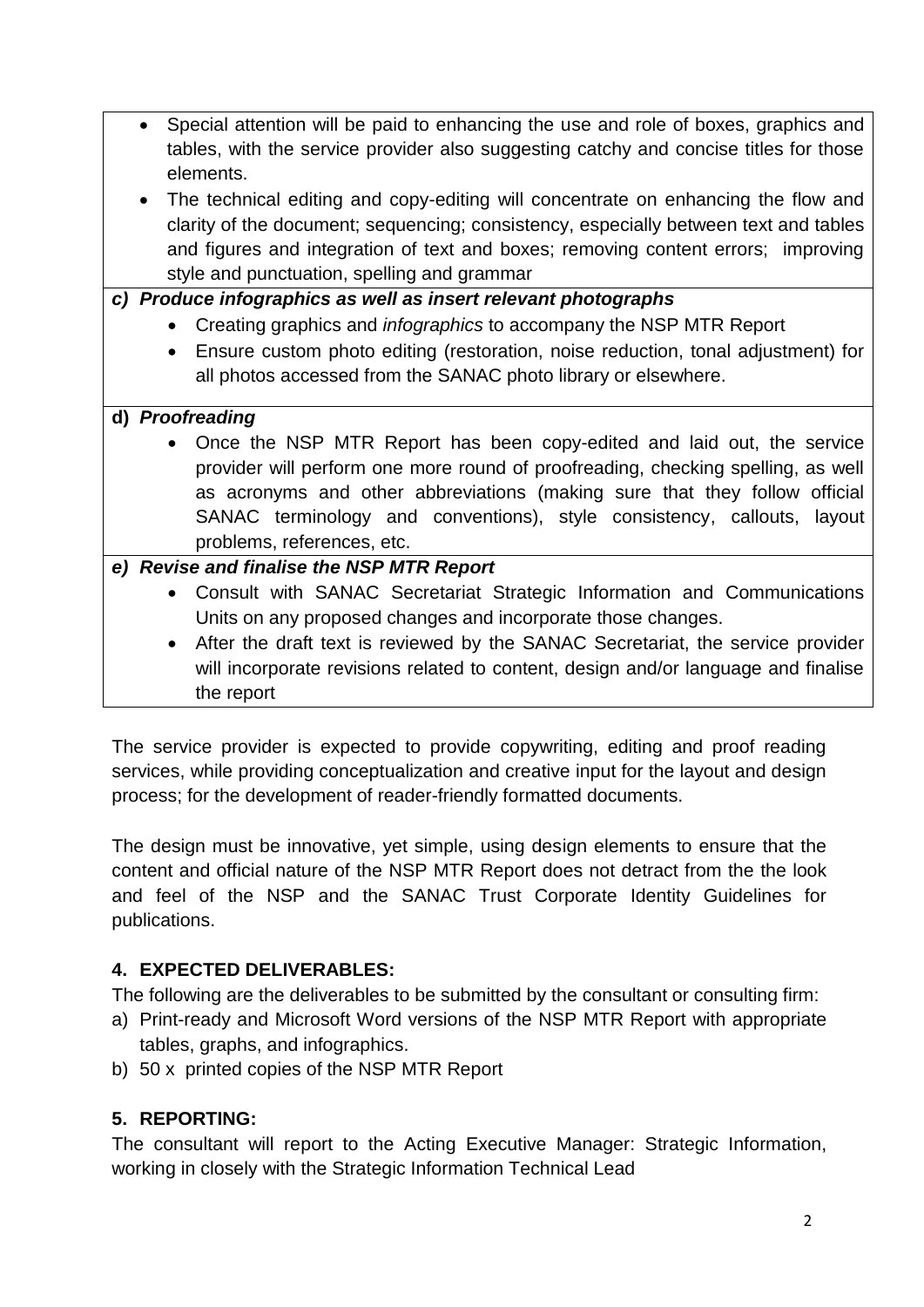- Special attention will be paid to enhancing the use and role of boxes, graphics and tables, with the service provider also suggesting catchy and concise titles for those elements.
- The technical editing and copy-editing will concentrate on enhancing the flow and clarity of the document; sequencing; consistency, especially between text and tables and figures and integration of text and boxes; removing content errors; improving style and punctuation, spelling and grammar

***c) Produce infographics as well as insert relevant photographs***

- Creating graphics and *infographics* to accompany the NSP MTR Report
- Ensure custom photo editing (restoration, noise reduction, tonal adjustment) for all photos accessed from the SANAC photo library or elsewhere.

**d) *Proofreading***

- Once the NSP MTR Report has been copy-edited and laid out, the service provider will perform one more round of proofreading, checking spelling, as well as acronyms and other abbreviations (making sure that they follow official SANAC terminology and conventions), style consistency, callouts, layout problems, references, etc.

***e) Revise and finalise the NSP MTR Report***

- Consult with SANAC Secretariat Strategic Information and Communications Units on any proposed changes and incorporate those changes.
- After the draft text is reviewed by the SANAC Secretariat, the service provider will incorporate revisions related to content, design and/or language and finalise the report

The service provider is expected to provide copywriting, editing and proof reading services, while providing conceptualization and creative input for the layout and design process; for the development of reader-friendly formatted documents.

The design must be innovative, yet simple, using design elements to ensure that the content and official nature of the NSP MTR Report does not detract from the the look and feel of the NSP and the SANAC Trust Corporate Identity Guidelines for publications.

## 4. EXPECTED DELIVERABLES:

The following are the deliverables to be submitted by the consultant or consulting firm:

a) Print-ready and Microsoft Word versions of the NSP MTR Report with appropriate tables, graphs, and infographics.
b) 50 x printed copies of the NSP MTR Report

## 5. REPORTING:

The consultant will report to the Acting Executive Manager: Strategic Information, working in closely with the Strategic Information Technical Lead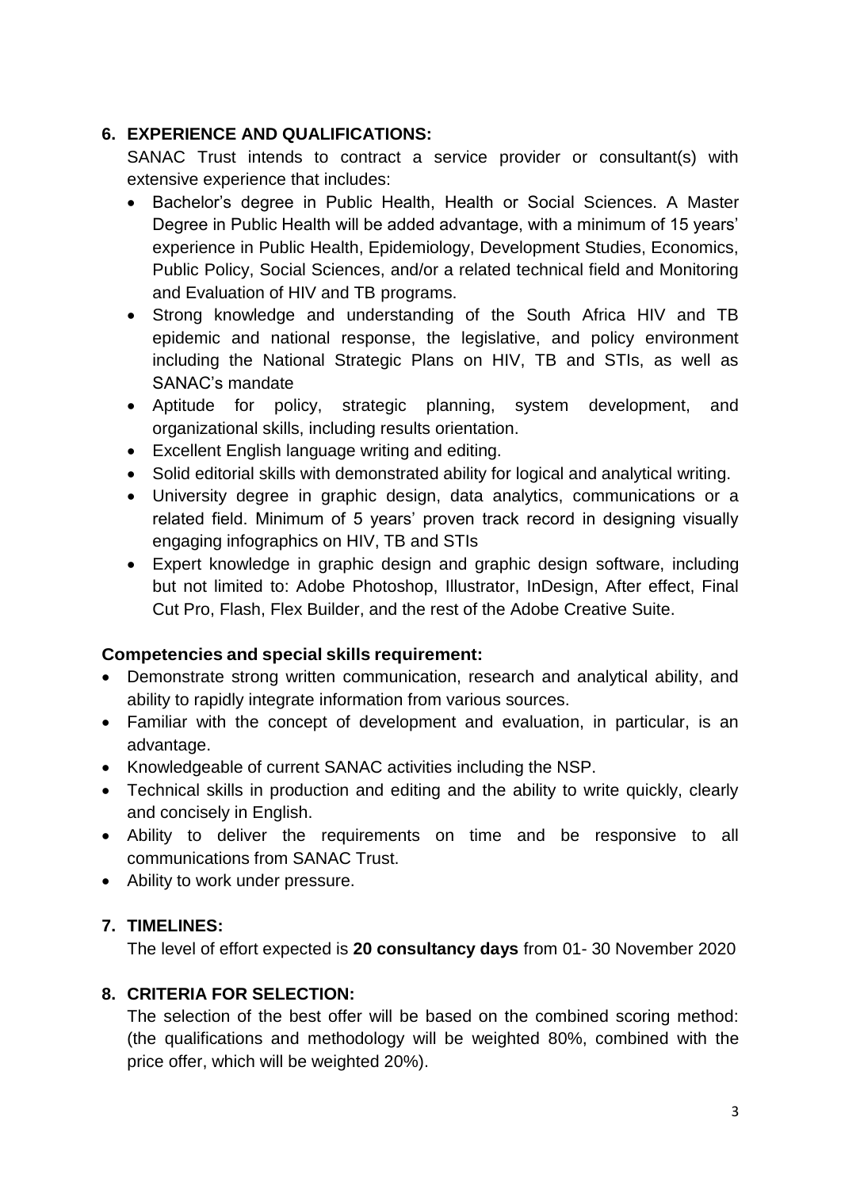## 6. EXPERIENCE AND QUALIFICATIONS:

SANAC Trust intends to contract a service provider or consultant(s) with extensive experience that includes:

- Bachelor's degree in Public Health, Health or Social Sciences. A Master Degree in Public Health will be added advantage, with a minimum of 15 years' experience in Public Health, Epidemiology, Development Studies, Economics, Public Policy, Social Sciences, and/or a related technical field and Monitoring and Evaluation of HIV and TB programs.
- Strong knowledge and understanding of the South Africa HIV and TB epidemic and national response, the legislative, and policy environment including the National Strategic Plans on HIV, TB and STIs, as well as SANAC's mandate
- Aptitude for policy, strategic planning, system development, and organizational skills, including results orientation.
- Excellent English language writing and editing.
- Solid editorial skills with demonstrated ability for logical and analytical writing.
- University degree in graphic design, data analytics, communications or a related field. Minimum of 5 years' proven track record in designing visually engaging infographics on HIV, TB and STIs
- Expert knowledge in graphic design and graphic design software, including but not limited to: Adobe Photoshop, Illustrator, InDesign, After effect, Final Cut Pro, Flash, Flex Builder, and the rest of the Adobe Creative Suite.

### Competencies and special skills requirement:

- Demonstrate strong written communication, research and analytical ability, and ability to rapidly integrate information from various sources.
- Familiar with the concept of development and evaluation, in particular, is an advantage.
- Knowledgeable of current SANAC activities including the NSP.
- Technical skills in production and editing and the ability to write quickly, clearly and concisely in English.
- Ability to deliver the requirements on time and be responsive to all communications from SANAC Trust.
- Ability to work under pressure.

## 7. TIMELINES:

The level of effort expected is **20 consultancy days** from 01- 30 November 2020

## 8. CRITERIA FOR SELECTION:

The selection of the best offer will be based on the combined scoring method: (the qualifications and methodology will be weighted 80%, combined with the price offer, which will be weighted 20%).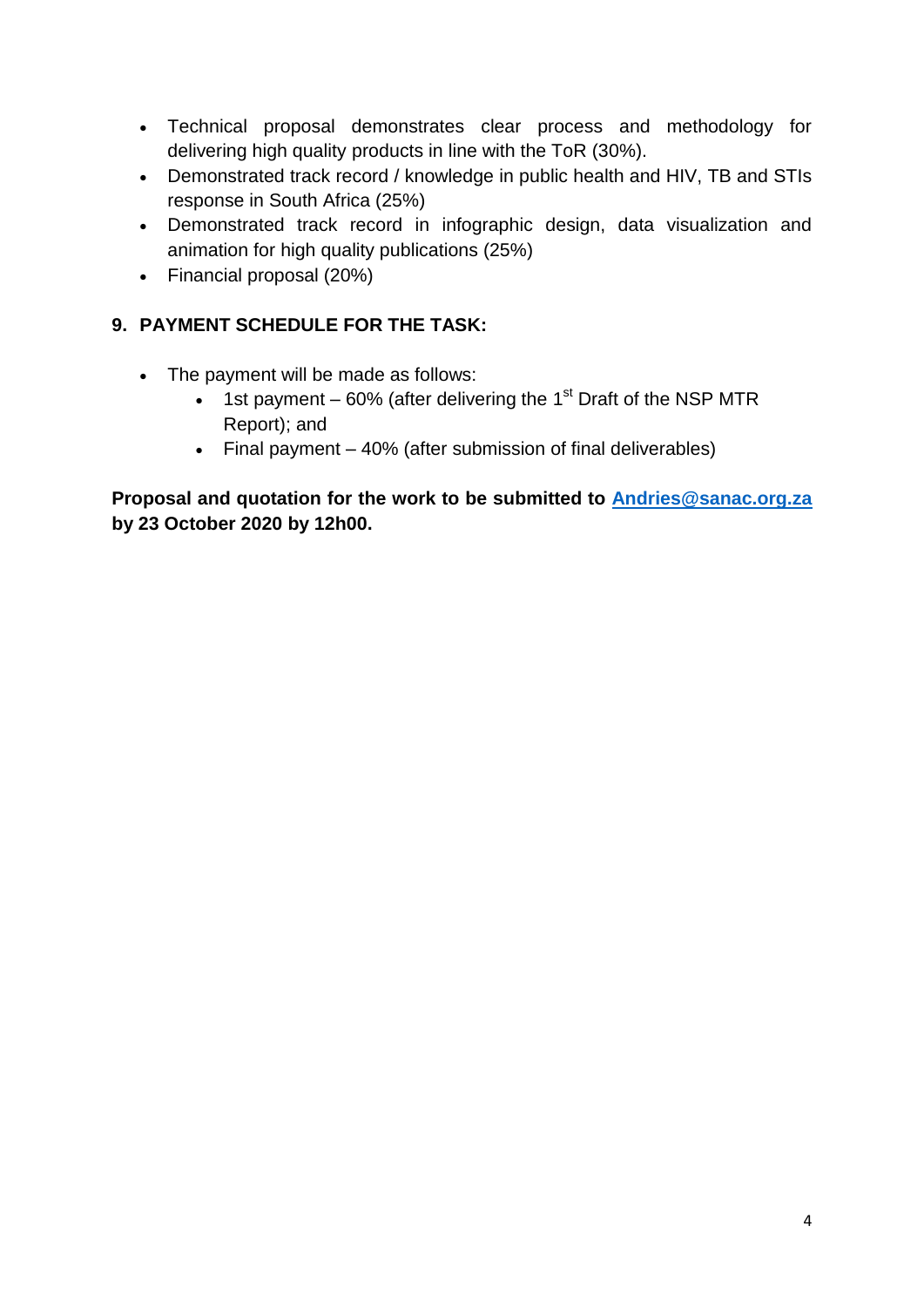- Technical proposal demonstrates clear process and methodology for delivering high quality products in line with the ToR (30%).
- Demonstrated track record / knowledge in public health and HIV, TB and STIs response in South Africa (25%)
- Demonstrated track record in infographic design, data visualization and animation for high quality publications (25%)
- Financial proposal (20%)

## 9. PAYMENT SCHEDULE FOR THE TASK:

- The payment will be made as follows:
  - 1st payment – 60% (after delivering the 1st Draft of the NSP MTR Report); and
  - Final payment – 40% (after submission of final deliverables)

**Proposal and quotation for the work to be submitted to [Andries@sanac.org.za](mailto:Andries@sanac.org.za) by 23 October 2020 by 12h00.**